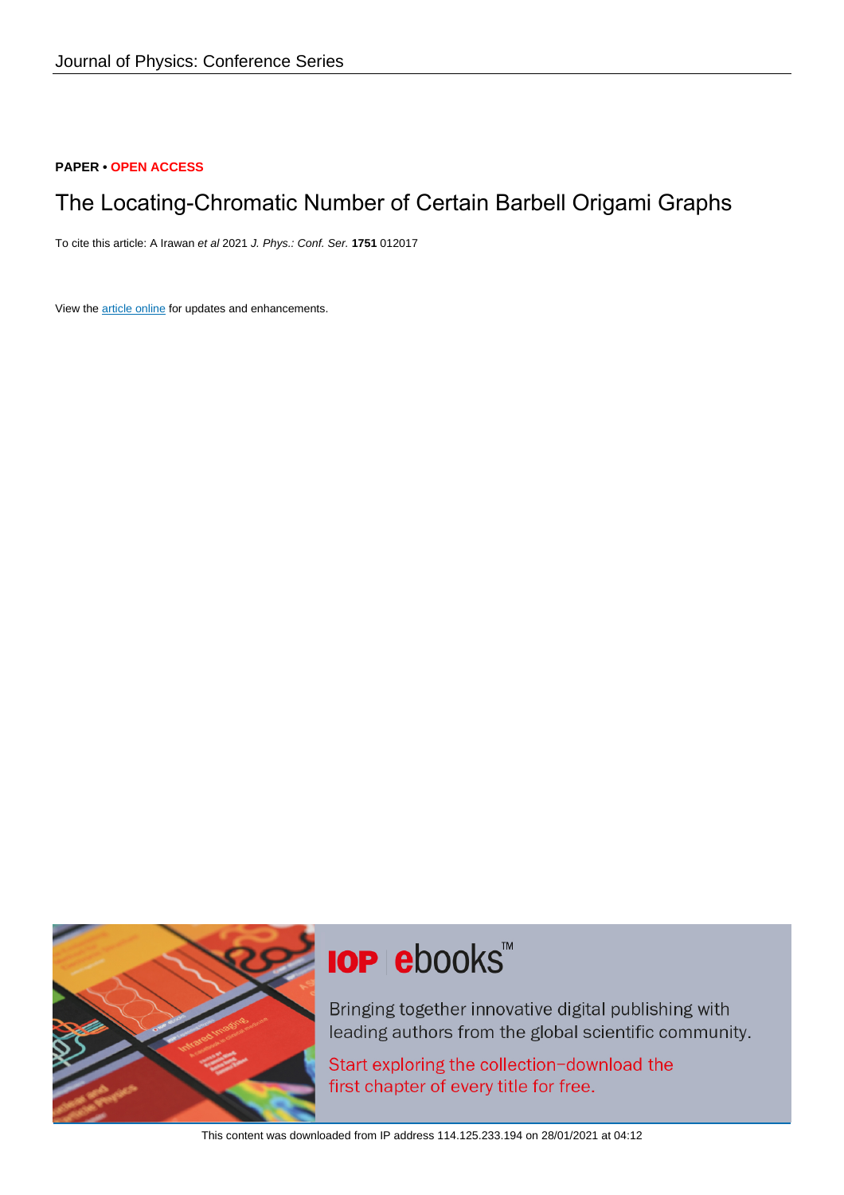Journal of Physics: Conference Series

**PAPER • OPEN ACCESS**

# The Locating-Chromatic Number of Certain Barbell Origami Graphs

To cite this article: A Irawan *et al* 2021 *J. Phys.: Conf. Ser.* **1751** 012017

View the article online for updates and enhancements.

This content was downloaded from IP address 114.125.233.194 on 28/01/2021 at 04:12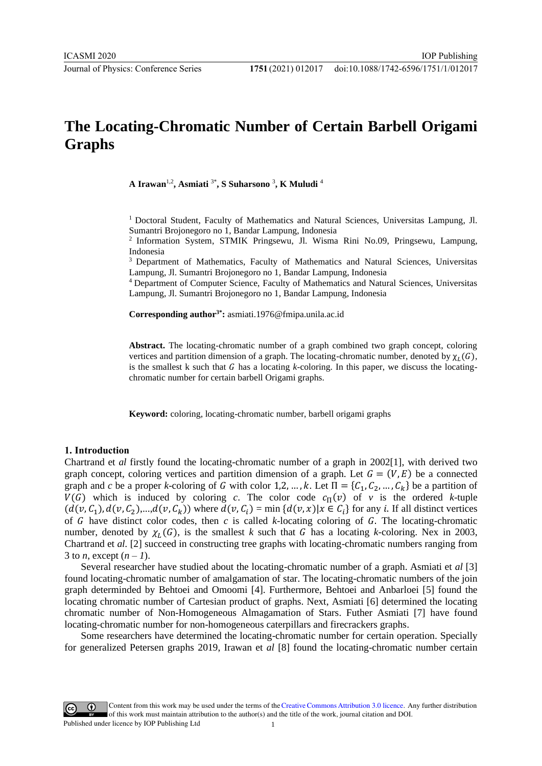# The Locating-Chromatic Number of Certain Barbell Origami Graphs

**A Irawan**[1,2], **Asmiati** [3*], **S Suharsono** [3], **K Muludi** [4]

[1] Doctoral Student, Faculty of Mathematics and Natural Sciences, Universitas Lampung, Jl. Sumantri Brojonegoro no 1, Bandar Lampung, Indonesia

[2] Information System, STMIK Pringsewu, Jl. Wisma Rini No.09, Pringsewu, Lampung, Indonesia

[3] Department of Mathematics, Faculty of Mathematics and Natural Sciences, Universitas Lampung, Jl. Sumantri Brojonegoro no 1, Bandar Lampung, Indonesia

[4] Department of Computer Science, Faculty of Mathematics and Natural Sciences, Universitas Lampung, Jl. Sumantri Brojonegoro no 1, Bandar Lampung, Indonesia

**Corresponding author[3*]:** asmiati.1976@fmipa.unila.ac.id

**Abstract.** The locating-chromatic number of a graph combined two graph concept, coloring vertices and partition dimension of a graph. The locating-chromatic number, denoted by $\chi_L(G)$, is the smallest k such that $G$ has a locating $k$-coloring. In this paper, we discuss the locating-chromatic number for certain barbell Origami graphs.

**Keyword:** coloring, locating-chromatic number, barbell origami graphs

## 1. Introduction

Chartrand et *al* firstly found the locating-chromatic number of a graph in 2002[1], with derived two graph concept, coloring vertices and partition dimension of a graph. Let $G = (V, E)$ be a connected graph and *c* be a proper *k*-coloring of $G$ with color $1, 2, \dots, k$. Let $\Pi = \{C_1, C_2, \dots, C_k\}$ be a partition of $V(G)$ which is induced by coloring *c*. The color code $c_\Pi(v)$ of $v$ is the ordered *k*-tuple $(d(v, C_1), d(v, C_2), \dots, d(v, C_k))$ where $d(v, C_i) = \min\{d(v, x) | x \in C_i\}$ for any *i*. If all distinct vertices of $G$ have distinct color codes, then *c* is called *k*-locating coloring of $G$. The locating-chromatic number, denoted by $\chi_L(G)$, is the smallest *k* such that $G$ has a locating *k*-coloring. Nex in 2003, Chartrand et *al*. [2] succeed in constructing tree graphs with locating-chromatic numbers ranging from 3 to *n*, except $(n - 1)$.

Several researcher have studied about the locating-chromatic number of a graph. Asmiati et *al* [3] found locating-chromatic number of amalgamation of star. The locating-chromatic numbers of the join graph determinded by Behtoei and Omoomi [4]. Furthermore, Behtoei and Anbarloei [5] found the locating chromatic number of Cartesian product of graphs. Next, Asmiati [6] determined the locating chromatic number of Non-Homogeneous Almagamation of Stars. Futher Asmiati [7] have found locating-chromatic number for non-homogeneous caterpillars and firecrackers graphs.

Some researchers have determined the locating-chromatic number for certain operation. Specially for generalized Petersen graphs 2019, Irawan et *al* [8] found the locating-chromatic number certain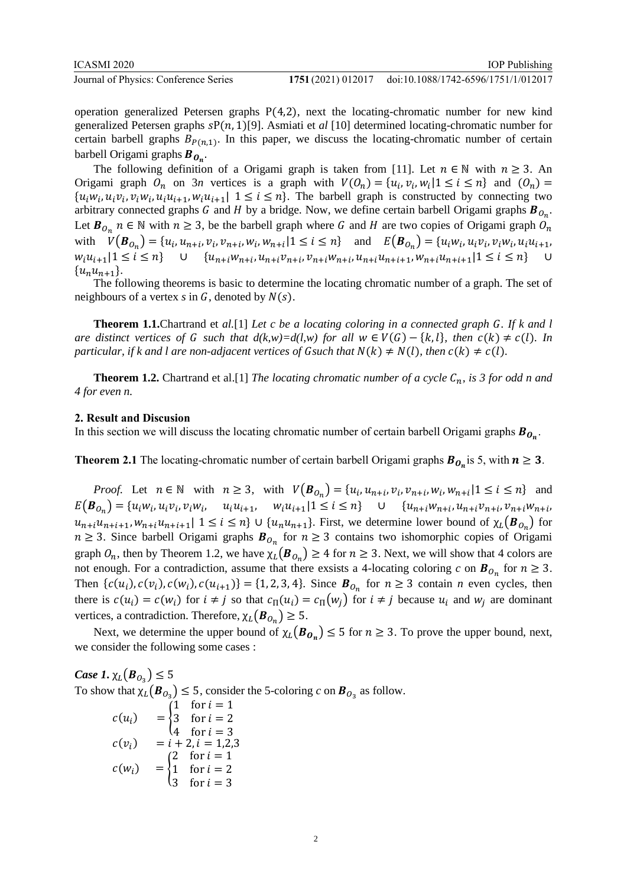operation generalized Petersen graphs P(4,2), next the locating-chromatic number for new kind generalized Petersen graphs $s\mathrm{P}(n,1)$[9]. Asmiati et *al* [10] determined locating-chromatic number for certain barbell graphs $B_{P(n,1)}$. In this paper, we discuss the locating-chromatic number of certain barbell Origami graphs $\boldsymbol{B}_{\boldsymbol{O}_n}$.

The following definition of a Origami graph is taken from [11]. Let $n \in \mathbb{N}$ with $n \geq 3$. An Origami graph $O_n$ on $3n$ vertices is a graph with $V(O_n) = \{u_i, v_i, w_i | 1 \leq i \leq n\}$ and $(O_n) = \{u_i w_i, u_i v_i, v_i w_i, u_i u_{i+1}, w_i u_{i+1} | \ 1 \leq i \leq n\}$. The barbell graph is constructed by connecting two arbitrary connected graphs $G$ and $H$ by a bridge. Now, we define certain barbell Origami graphs $\boldsymbol{B}_{O_n}$. Let $\boldsymbol{B}_{O_n}$ $n \in \mathbb{N}$ with $n \geq 3$, be the barbell graph where $G$ and $H$ are two copies of Origami graph $O_n$ with $V(\boldsymbol{B}_{O_n}) = \{u_i, u_{n+i}, v_i, v_{n+i}, w_i, w_{n+i} | 1 \leq i \leq n\}$ and $E(\boldsymbol{B}_{O_n}) = \{u_i w_i, u_i v_i, v_i w_i, u_i u_{i+1}, w_i u_{i+1} | 1 \leq i \leq n\} \cup \{u_{n+i} w_{n+i}, u_{n+i} v_{n+i}, v_{n+i} w_{n+i}, u_{n+i} u_{n+i+1}, w_{n+i} u_{n+i+1} | 1 \leq i \leq n\} \cup \{u_n u_{n+1}\}$.

The following theorems is basic to determine the locating chromatic number of a graph. The set of neighbours of a vertex $s$ in $G$, denoted by $N(s)$.

**Theorem 1.1.** Chartrand et *al.*[1] *Let c be a locating coloring in a connected graph $G$. If k and l are distinct vertices of G such that $d(k,w)=d(l,w)$ for all $w \in V(G) - \{k, l\}$, then $c(k) \neq c(l)$. In particular, if k and l are non-adjacent vertices of Gsuch that $N(k) \neq N(l)$, then $c(k) \neq c(l)$.*

**Theorem 1.2.** Chartrand et al.[1] *The locating chromatic number of a cycle $C_n$, is 3 for odd n and 4 for even n.*

## 2. Result and Discusion

In this section we will discuss the locating chromatic number of certain barbell Origami graphs $\boldsymbol{B}_{\boldsymbol{O}_n}$.

**Theorem 2.1** The locating-chromatic number of certain barbell Origami graphs $\boldsymbol{B}_{\boldsymbol{O}_n}$ is 5, with $\boldsymbol{n} \geq \boldsymbol{3}$.

*Proof.* Let $n \in \mathbb{N}$ with $n \geq 3$, with $V(\boldsymbol{B}_{O_n}) = \{u_i, u_{n+i}, v_i, v_{n+i}, w_i, w_{n+i} | 1 \leq i \leq n\}$ and $E(\boldsymbol{B}_{O_n}) = \{u_i w_i, u_i v_i, v_i w_i, \quad u_i u_{i+1}, \quad w_i u_{i+1} | 1 \leq i \leq n\} \cup \{u_{n+i} w_{n+i}, u_{n+i} v_{n+i}, v_{n+i} w_{n+i}, u_{n+i} u_{n+i+1}, w_{n+i} u_{n+i+1} | \ 1 \leq i \leq n\} \cup \{u_n u_{n+1}\}$. First, we determine lower bound of $\chi_L(\boldsymbol{B}_{O_n})$ for $n \geq 3$. Since barbell Origami graphs $\boldsymbol{B}_{O_n}$ for $n \geq 3$ contains two ishomorphic copies of Origami graph $O_n$, then by Theorem 1.2, we have $\chi_L(\boldsymbol{B}_{O_n}) \geq 4$ for $n \geq 3$. Next, we will show that 4 colors are not enough. For a contradiction, assume that there exsists a 4-locating coloring $c$ on $\boldsymbol{B}_{O_n}$ for $n \geq 3$. Then $\{c(u_i), c(v_i), c(w_i), c(u_{i+1})\} = \{1, 2, 3, 4\}$. Since $\boldsymbol{B}_{O_n}$ for $n \geq 3$ contain $n$ even cycles, then there is $c(u_i) = c(w_i)$ for $i \neq j$ so that $c_\Pi(u_i) = c_\Pi(w_j)$ for $i \neq j$ because $u_i$ and $w_j$ are dominant vertices, a contradiction. Therefore, $\chi_L(\boldsymbol{B}_{O_n}) \geq 5$.

Next, we determine the upper bound of $\chi_L(\boldsymbol{B}_{\boldsymbol{O}_n}) \leq 5$ for $n \geq 3$. To prove the upper bound, next, we consider the following some cases :

***Case 1.*** $\chi_L(\boldsymbol{B}_{O_3}) \leq 5$

To show that $\chi_L(\boldsymbol{B}_{O_3}) \leq 5$, consider the 5-coloring $c$ on $\boldsymbol{B}_{O_3}$ as follow.

$$c(u_i) = \begin{cases} 1 & \text{for } i = 1 \\ 3 & \text{for } i = 2 \\ 4 & \text{for } i = 3 \end{cases}$$

$$c(v_i) = i + 2, i = 1,2,3$$

$$c(w_i) = \begin{cases} 2 & \text{for } i = 1 \\ 1 & \text{for } i = 2 \\ 3 & \text{for } i = 3 \end{cases}$$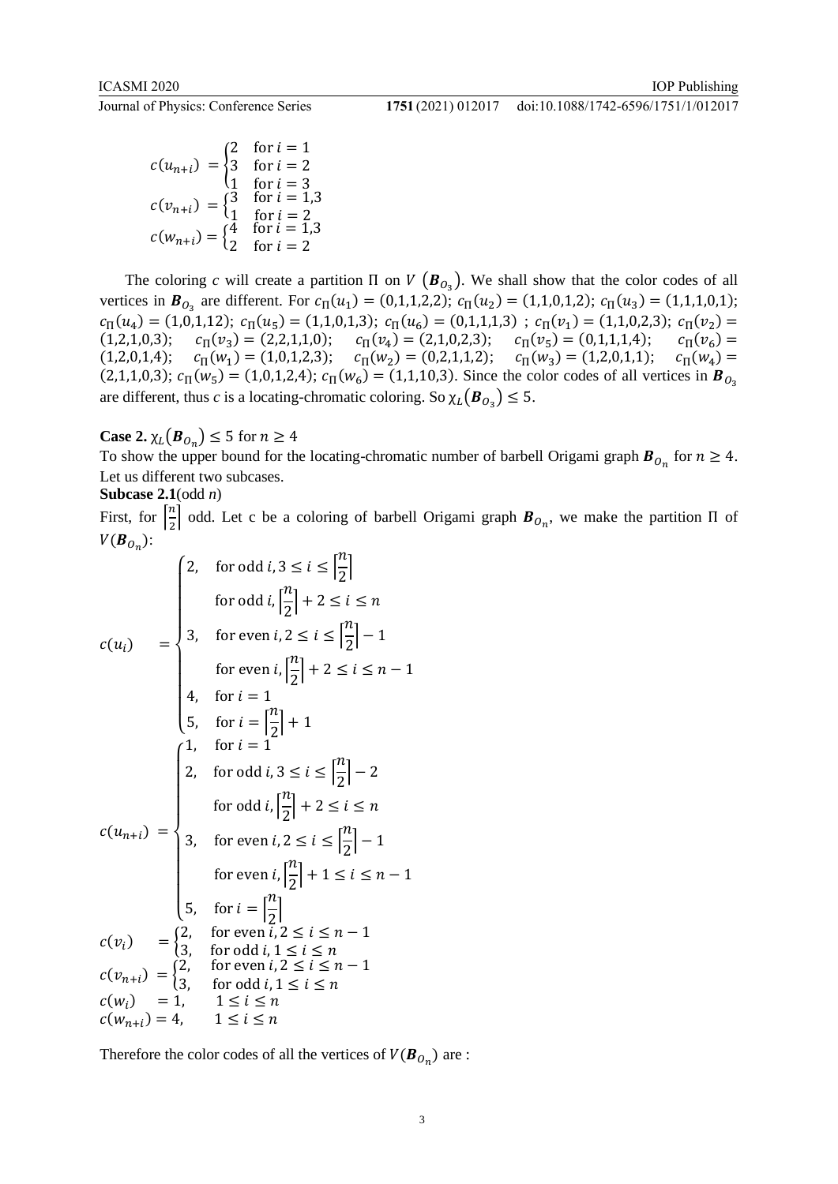$$c(u_{n+i}) = \begin{cases} 2 & \text{for } i = 1 \\ 3 & \text{for } i = 2 \\ 1 & \text{for } i = 3 \end{cases}$$

$$c(v_{n+i}) = \begin{cases} 3 & \text{for } i = 1,3 \\ 1 & \text{for } i = 2 \end{cases}$$

$$c(w_{n+i}) = \begin{cases} 4 & \text{for } i = 1,3 \\ 2 & \text{for } i = 2 \end{cases}$$

The coloring $c$ will create a partition $\Pi$ on $V\left(\boldsymbol{B}_{O_3}\right)$. We shall show that the color codes of all vertices in $\boldsymbol{B}_{O_3}$ are different. For $c_\Pi(u_1) = (0,1,1,2,2)$; $c_\Pi(u_2) = (1,1,0,1,2)$; $c_\Pi(u_3) = (1,1,1,0,1)$; $c_\Pi(u_4) = (1,0,1,12)$; $c_\Pi(u_5) = (1,1,0,1,3)$; $c_\Pi(u_6) = (0,1,1,1,3)$ ; $c_\Pi(v_1) = (1,1,0,2,3)$; $c_\Pi(v_2) = (1,2,1,0,3)$; $c_\Pi(v_3) = (2,2,1,1,0)$; $c_\Pi(v_4) = (2,1,0,2,3)$; $c_\Pi(v_5) = (0,1,1,1,4)$; $c_\Pi(v_6) = (1,2,0,1,4)$; $c_\Pi(w_1) = (1,0,1,2,3)$; $c_\Pi(w_2) = (0,2,1,1,2)$; $c_\Pi(w_3) = (1,2,0,1,1)$; $c_\Pi(w_4) = (2,1,1,0,3)$; $c_\Pi(w_5) = (1,0,1,2,4)$; $c_\Pi(w_6) = (1,1,10,3)$. Since the color codes of all vertices in $\boldsymbol{B}_{O_3}$ are different, thus $c$ is a locating-chromatic coloring. So $\chi_L\left(\boldsymbol{B}_{O_3}\right) \leq 5$.

**Case 2.** $\chi_L\left(\boldsymbol{B}_{O_n}\right) \leq 5$ for $n \geq 4$

To show the upper bound for the locating-chromatic number of barbell Origami graph $\boldsymbol{B}_{O_n}$ for $n \geq 4$. Let us different two subcases.

**Subcase 2.1**(odd $n$)

First, for $\left\lceil \frac{n}{2} \right\rceil$ odd. Let c be a coloring of barbell Origami graph $\boldsymbol{B}_{O_n}$, we make the partition $\Pi$ of $V(\boldsymbol{B}_{O_n})$:

$$c(u_i) = \begin{cases} 2, & \text{for odd } i, 3 \leq i \leq \left\lceil \frac{n}{2} \right\rceil \\ & \text{for odd } i, \left\lceil \frac{n}{2} \right\rceil + 2 \leq i \leq n \\ 3, & \text{for even } i, 2 \leq i \leq \left\lceil \frac{n}{2} \right\rceil - 1 \\ & \text{for even } i, \left\lceil \frac{n}{2} \right\rceil + 2 \leq i \leq n-1 \\ 4, & \text{for } i = 1 \\ 5, & \text{for } i = \left\lceil \frac{n}{2} \right\rceil + 1 \end{cases}$$

$$c(u_{n+i}) = \begin{cases} 1, & \text{for } i = 1 \\ 2, & \text{for odd } i, 3 \leq i \leq \left\lceil \frac{n}{2} \right\rceil - 2 \\ & \text{for odd } i, \left\lceil \frac{n}{2} \right\rceil + 2 \leq i \leq n \\ 3, & \text{for even } i, 2 \leq i \leq \left\lceil \frac{n}{2} \right\rceil - 1 \\ & \text{for even } i, \left\lceil \frac{n}{2} \right\rceil + 1 \leq i \leq n-1 \\ 5, & \text{for } i = \left\lceil \frac{n}{2} \right\rceil \end{cases}$$

$$c(v_i) = \begin{cases} 2, & \text{for even } i, 2 \leq i \leq n-1 \\ 3, & \text{for odd } i, 1 \leq i \leq n \end{cases}$$

$$c(v_{n+i}) = \begin{cases} 2, & \text{for even } i, 2 \leq i \leq n-1 \\ 3, & \text{for odd } i, 1 \leq i \leq n \end{cases}$$

$$c(w_i) = 1, \quad 1 \leq i \leq n$$

$$c(w_{n+i}) = 4, \quad 1 \leq i \leq n$$

Therefore the color codes of all the vertices of $V(\boldsymbol{B}_{O_n})$ are :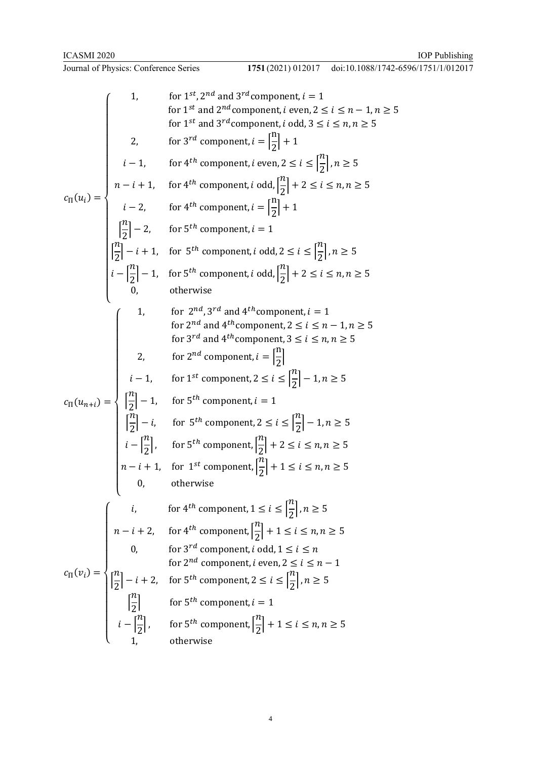$$
c_{\Pi}(u_i) = \begin{cases}
1, & \text{for } 1^{st}, 2^{nd} \text{ and } 3^{rd} \text{component}, i = 1 \\
 & \text{for } 1^{st} \text{ and } 2^{nd} \text{component}, i \text{ even}, 2 \le i \le n-1, n \ge 5 \\
 & \text{for } 1^{st} \text{ and } 3^{rd} \text{component}, i \text{ odd}, 3 \le i \le n, n \ge 5 \\
2, & \text{for } 3^{rd} \text{ component}, i = \left\lceil \frac{n}{2} \right\rceil + 1 \\
i-1, & \text{for } 4^{th} \text{ component}, i \text{ even}, 2 \le i \le \left\lceil \frac{n}{2} \right\rceil, n \ge 5 \\
n-i+1, & \text{for } 4^{th} \text{ component}, i \text{ odd}, \left\lceil \frac{n}{2} \right\rceil + 2 \le i \le n, n \ge 5 \\
i-2, & \text{for } 4^{th} \text{ component}, i = \left\lceil \frac{n}{2} \right\rceil + 1 \\
\left\lceil \frac{n}{2} \right\rceil - 2, & \text{for } 5^{th} \text{ component}, i = 1 \\
\left\lceil \frac{n}{2} \right\rceil - i + 1, & \text{for } 5^{th} \text{ component}, i \text{ odd}, 2 \le i \le \left\lceil \frac{n}{2} \right\rceil, n \ge 5 \\
i - \left\lceil \frac{n}{2} \right\rceil - 1, & \text{for } 5^{th} \text{ component}, i \text{ odd}, \left\lceil \frac{n}{2} \right\rceil + 2 \le i \le n, n \ge 5 \\
0, & \text{otherwise}
\end{cases}
$$

$$
c_{\Pi}(u_{n+i}) = \begin{cases}
1, & \text{for } 2^{nd}, 3^{rd} \text{ and } 4^{th} \text{component}, i = 1 \\
 & \text{for } 2^{nd} \text{ and } 4^{th} \text{component}, 2 \le i \le n-1, n \ge 5 \\
 & \text{for } 3^{rd} \text{ and } 4^{th} \text{component}, 3 \le i \le n, n \ge 5 \\
2, & \text{for } 2^{nd} \text{ component}, i = \left\lceil \frac{n}{2} \right\rceil \\
i-1, & \text{for } 1^{st} \text{ component}, 2 \le i \le \left\lceil \frac{n}{2} \right\rceil - 1, n \ge 5 \\
\left\lceil \frac{n}{2} \right\rceil - 1, & \text{for } 5^{th} \text{ component}, i = 1 \\
\left\lceil \frac{n}{2} \right\rceil - i, & \text{for } 5^{th} \text{ component}, 2 \le i \le \left\lceil \frac{n}{2} \right\rceil - 1, n \ge 5 \\
i - \left\lceil \frac{n}{2} \right\rceil, & \text{for } 5^{th} \text{ component}, \left\lceil \frac{n}{2} \right\rceil + 2 \le i \le n, n \ge 5 \\
n-i+1, & \text{for } 1^{st} \text{ component}, \left\lceil \frac{n}{2} \right\rceil + 1 \le i \le n, n \ge 5 \\
0, & \text{otherwise}
\end{cases}
$$

$$
c_{\Pi}(v_i) = \begin{cases}
i, & \text{for } 4^{th} \text{ component}, 1 \le i \le \left\lceil \frac{n}{2} \right\rceil, n \ge 5 \\
n-i+2, & \text{for } 4^{th} \text{ component}, \left\lceil \frac{n}{2} \right\rceil + 1 \le i \le n, n \ge 5 \\
0, & \text{for } 3^{rd} \text{ component}, i \text{ odd}, 1 \le i \le n \\
 & \text{for } 2^{nd} \text{ component}, i \text{ even}, 2 \le i \le n-1 \\
\left\lceil \frac{n}{2} \right\rceil - i + 2, & \text{for } 5^{th} \text{ component}, 2 \le i \le \left\lceil \frac{n}{2} \right\rceil, n \ge 5 \\
\left\lceil \frac{n}{2} \right\rceil & \text{for } 5^{th} \text{ component}, i = 1 \\
i - \left\lceil \frac{n}{2} \right\rceil, & \text{for } 5^{th} \text{ component}, \left\lceil \frac{n}{2} \right\rceil + 1 \le i \le n, n \ge 5 \\
1, & \text{otherwise}
\end{cases}
$$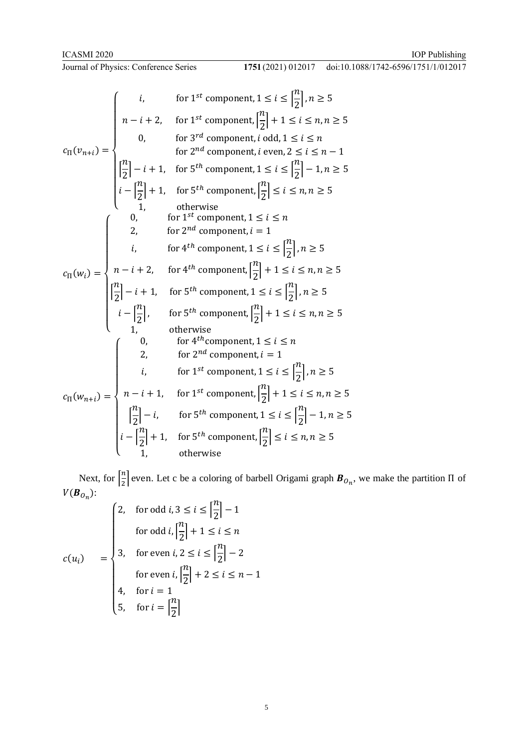$$
c_{\Pi}(v_{n+i}) = \begin{cases} i, & \text{for } 1^{st} \text{ component}, 1 \le i \le \left\lceil \frac{n}{2} \right\rceil, n \ge 5 \\ n-i+2, & \text{for } 1^{st} \text{ component}, \left\lceil \frac{n}{2} \right\rceil + 1 \le i \le n, n \ge 5 \\ 0, & \text{for } 3^{rd} \text{ component}, i \text{ odd}, 1 \le i \le n \\ & \text{for } 2^{nd} \text{ component}, i \text{ even}, 2 \le i \le n-1 \\ \left\lceil \frac{n}{2} \right\rceil - i + 1, & \text{for } 5^{th} \text{ component}, 1 \le i \le \left\lceil \frac{n}{2} \right\rceil - 1, n \ge 5 \\ i - \left\lceil \frac{n}{2} \right\rceil + 1, & \text{for } 5^{th} \text{ component}, \left\lceil \frac{n}{2} \right\rceil \le i \le n, n \ge 5 \\ 1, & \text{otherwise} \end{cases}
$$

$$
c_{\Pi}(w_{i}) = \begin{cases} 0, & \text{for } 1^{st} \text{ component}, 1 \le i \le n \\ 2, & \text{for } 2^{nd} \text{ component}, i = 1 \\ i, & \text{for } 4^{th} \text{ component}, 1 \le i \le \left\lceil \frac{n}{2} \right\rceil, n \ge 5 \\ n-i+2, & \text{for } 4^{th} \text{ component}, \left\lceil \frac{n}{2} \right\rceil + 1 \le i \le n, n \ge 5 \\ \left\lceil \frac{n}{2} \right\rceil - i + 1, & \text{for } 5^{th} \text{ component}, 1 \le i \le \left\lceil \frac{n}{2} \right\rceil, n \ge 5 \\ i - \left\lceil \frac{n}{2} \right\rceil, & \text{for } 5^{th} \text{ component}, \left\lceil \frac{n}{2} \right\rceil + 1 \le i \le n, n \ge 5 \\ 1, & \text{otherwise} \end{cases}
$$

$$
c_{\Pi}(w_{n+i}) = \begin{cases} 0, & \text{for } 4^{th} \text{component}, 1 \le i \le n \\ 2, & \text{for } 2^{nd} \text{ component}, i = 1 \\ i, & \text{for } 1^{st} \text{ component}, 1 \le i \le \left\lceil \frac{n}{2} \right\rceil, n \ge 5 \\ n-i+1, & \text{for } 1^{st} \text{ component}, \left\lceil \frac{n}{2} \right\rceil + 1 \le i \le n, n \ge 5 \\ \left\lceil \frac{n}{2} \right\rceil - i, & \text{for } 5^{th} \text{ component}, 1 \le i \le \left\lceil \frac{n}{2} \right\rceil - 1, n \ge 5 \\ i - \left\lceil \frac{n}{2} \right\rceil + 1, & \text{for } 5^{th} \text{ component}, \left\lceil \frac{n}{2} \right\rceil \le i \le n, n \ge 5 \\ 1, & \text{otherwise} \end{cases}
$$

Next, for $\left\lceil \frac{n}{2} \right\rceil$ even. Let c be a coloring of barbell Origami graph $\boldsymbol{B}_{O_n}$, we make the partition $\Pi$ of $V(\boldsymbol{B}_{O_n})$:

$$
c(u_i) = \begin{cases} 2, & \text{for odd } i, 3 \le i \le \left\lceil \frac{n}{2} \right\rceil - 1 \\ & \text{for odd } i, \left\lceil \frac{n}{2} \right\rceil + 1 \le i \le n \\ 3, & \text{for even } i, 2 \le i \le \left\lceil \frac{n}{2} \right\rceil - 2 \\ & \text{for even } i, \left\lceil \frac{n}{2} \right\rceil + 2 \le i \le n-1 \\ 4, & \text{for } i = 1 \\ 5, & \text{for } i = \left\lceil \frac{n}{2} \right\rceil \end{cases}
$$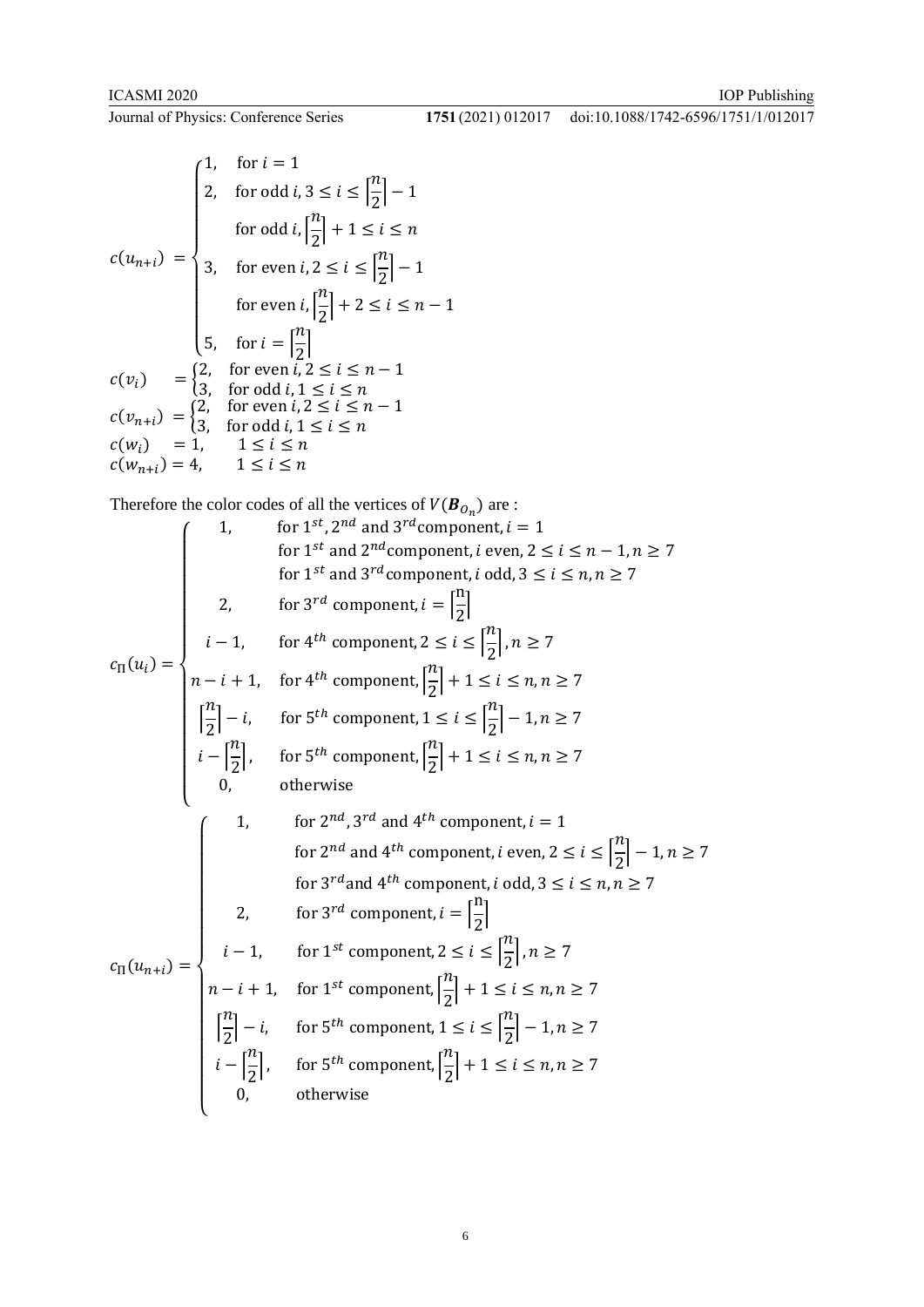$$
c(u_{n+i}) = \begin{cases} 1, & \text{for } i = 1 \\ 2, & \text{for odd } i, 3 \leq i \leq \left\lceil \frac{n}{2} \right\rceil - 1 \\ & \text{for odd } i, \left\lceil \frac{n}{2} \right\rceil + 1 \leq i \leq n \\ 3, & \text{for even } i, 2 \leq i \leq \left\lceil \frac{n}{2} \right\rceil - 1 \\ & \text{for even } i, \left\lceil \frac{n}{2} \right\rceil + 2 \leq i \leq n - 1 \\ 5, & \text{for } i = \left\lceil \frac{n}{2} \right\rceil \end{cases}
$$

$$
c(v_i) = \begin{cases} 2, & \text{for even } i, 2 \leq i \leq n - 1 \\ 3, & \text{for odd } i, 1 \leq i \leq n \end{cases}
$$

$$
c(v_{n+i}) = \begin{cases} 2, & \text{for even } i, 2 \leq i \leq n - 1 \\ 3, & \text{for odd } i, 1 \leq i \leq n \end{cases}
$$

$$
c(w_i) = 1, \quad 1 \leq i \leq n
$$

$$
c(w_{n+i}) = 4, \quad 1 \leq i \leq n
$$

Therefore the color codes of all the vertices of $V(\boldsymbol{B}_{O_n})$ are :

$$
c_{\Pi}(u_i) = \begin{cases} 1, & \text{for } 1^{st}, 2^{nd} \text{ and } 3^{rd} \text{component}, i = 1 \\ & \text{for } 1^{st} \text{ and } 2^{nd} \text{component}, i \text{ even}, 2 \leq i \leq n - 1, n \geq 7 \\ & \text{for } 1^{st} \text{ and } 3^{rd} \text{component}, i \text{ odd}, 3 \leq i \leq n, n \geq 7 \\ 2, & \text{for } 3^{rd} \text{ component}, i = \left\lceil \frac{n}{2} \right\rceil \\ i - 1, & \text{for } 4^{th} \text{ component}, 2 \leq i \leq \left\lceil \frac{n}{2} \right\rceil, n \geq 7 \\ n - i + 1, & \text{for } 4^{th} \text{ component}, \left\lceil \frac{n}{2} \right\rceil + 1 \leq i \leq n, n \geq 7 \\ \left\lceil \frac{n}{2} \right\rceil - i, & \text{for } 5^{th} \text{ component}, 1 \leq i \leq \left\lceil \frac{n}{2} \right\rceil - 1, n \geq 7 \\ i - \left\lceil \frac{n}{2} \right\rceil, & \text{for } 5^{th} \text{ component}, \left\lceil \frac{n}{2} \right\rceil + 1 \leq i \leq n, n \geq 7 \\ 0, & \text{otherwise} \end{cases}
$$

$$
c_{\Pi}(u_{n+i}) = \begin{cases} 1, & \text{for } 2^{nd}, 3^{rd} \text{ and } 4^{th} \text{ component}, i = 1 \\ & \text{for } 2^{nd} \text{ and } 4^{th} \text{ component}, i \text{ even}, 2 \leq i \leq \left\lceil \frac{n}{2} \right\rceil - 1, n \geq 7 \\ & \text{for } 3^{rd} \text{and } 4^{th} \text{ component}, i \text{ odd}, 3 \leq i \leq n, n \geq 7 \\ 2, & \text{for } 3^{rd} \text{ component}, i = \left\lceil \frac{n}{2} \right\rceil \\ i - 1, & \text{for } 1^{st} \text{ component}, 2 \leq i \leq \left\lceil \frac{n}{2} \right\rceil, n \geq 7 \\ n - i + 1, & \text{for } 1^{st} \text{ component}, \left\lceil \frac{n}{2} \right\rceil + 1 \leq i \leq n, n \geq 7 \\ \left\lceil \frac{n}{2} \right\rceil - i, & \text{for } 5^{th} \text{ component}, 1 \leq i \leq \left\lceil \frac{n}{2} \right\rceil - 1, n \geq 7 \\ i - \left\lceil \frac{n}{2} \right\rceil, & \text{for } 5^{th} \text{ component}, \left\lceil \frac{n}{2} \right\rceil + 1 \leq i \leq n, n \geq 7 \\ 0, & \text{otherwise} \end{cases}
$$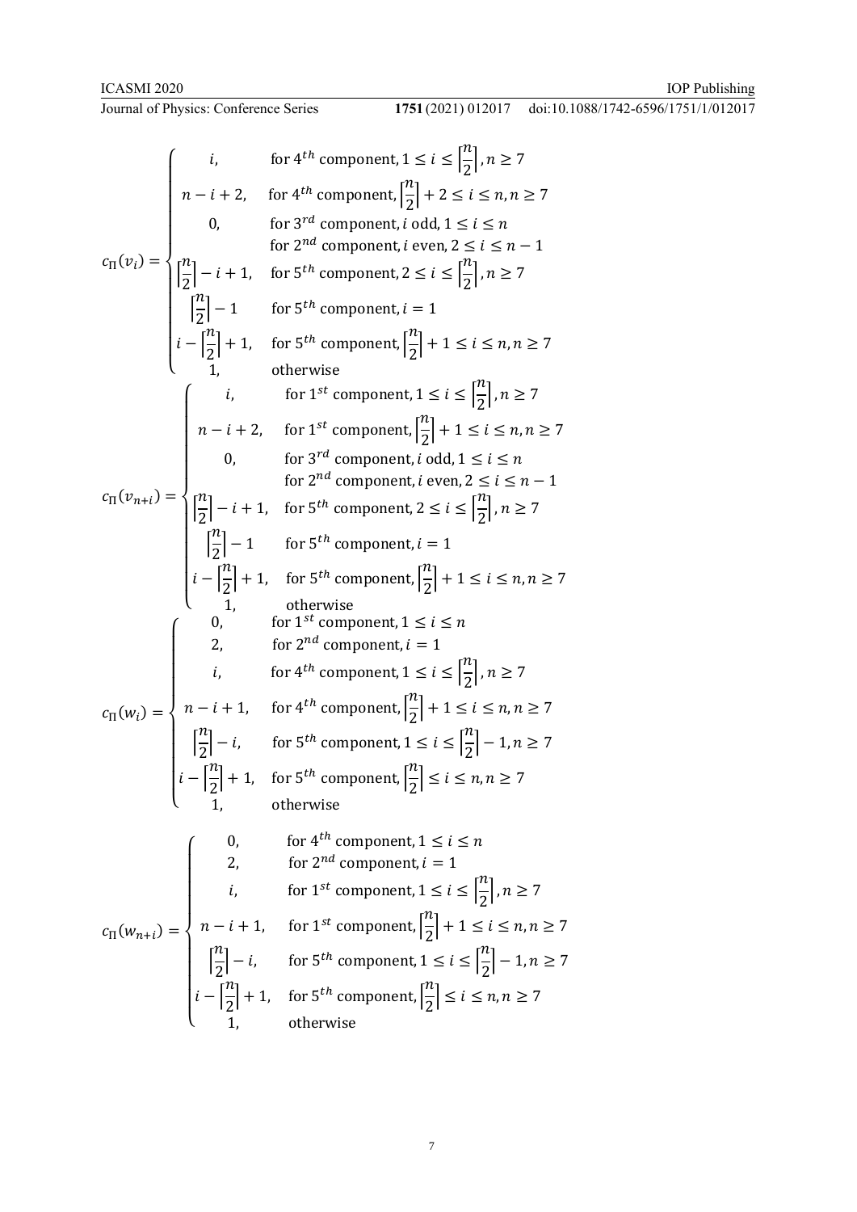$$
c_{\Pi}(v_i) = \begin{cases} i, & \text{for } 4^{th} \text{ component}, 1 \le i \le \left\lceil \frac{n}{2} \right\rceil, n \ge 7 \\ n - i + 2, & \text{for } 4^{th} \text{ component}, \left\lceil \frac{n}{2} \right\rceil + 2 \le i \le n, n \ge 7 \\ 0, & \text{for } 3^{rd} \text{ component}, i \text{ odd}, 1 \le i \le n \\ & \text{for } 2^{nd} \text{ component}, i \text{ even}, 2 \le i \le n-1 \\ \left\lceil \frac{n}{2} \right\rceil - i + 1, & \text{for } 5^{th} \text{ component}, 2 \le i \le \left\lceil \frac{n}{2} \right\rceil, n \ge 7 \\ \left\lceil \frac{n}{2} \right\rceil - 1 & \text{for } 5^{th} \text{ component}, i = 1 \\ i - \left\lceil \frac{n}{2} \right\rceil + 1, & \text{for } 5^{th} \text{ component}, \left\lceil \frac{n}{2} \right\rceil + 1 \le i \le n, n \ge 7 \\ 1, & \text{otherwise} \end{cases}
$$

$$
c_{\Pi}(v_{n+i}) = \begin{cases} i, & \text{for } 1^{st} \text{ component}, 1 \le i \le \left\lceil \frac{n}{2} \right\rceil, n \ge 7 \\ n - i + 2, & \text{for } 1^{st} \text{ component}, \left\lceil \frac{n}{2} \right\rceil + 1 \le i \le n, n \ge 7 \\ 0, & \text{for } 3^{rd} \text{ component}, i \text{ odd}, 1 \le i \le n \\ & \text{for } 2^{nd} \text{ component}, i \text{ even}, 2 \le i \le n-1 \\ \left\lceil \frac{n}{2} \right\rceil - i + 1, & \text{for } 5^{th} \text{ component}, 2 \le i \le \left\lceil \frac{n}{2} \right\rceil, n \ge 7 \\ \left\lceil \frac{n}{2} \right\rceil - 1 & \text{for } 5^{th} \text{ component}, i = 1 \\ i - \left\lceil \frac{n}{2} \right\rceil + 1, & \text{for } 5^{th} \text{ component}, \left\lceil \frac{n}{2} \right\rceil + 1 \le i \le n, n \ge 7 \\ 1, & \text{otherwise} \end{cases}
$$

$$
c_{\Pi}(w_i) = \begin{cases} 0, & \text{for } 1^{st} \text{ component}, 1 \le i \le n \\ 2, & \text{for } 2^{nd} \text{ component}, i = 1 \\ i, & \text{for } 4^{th} \text{ component}, 1 \le i \le \left\lceil \frac{n}{2} \right\rceil, n \ge 7 \\ n - i + 1, & \text{for } 4^{th} \text{ component}, \left\lceil \frac{n}{2} \right\rceil + 1 \le i \le n, n \ge 7 \\ \left\lceil \frac{n}{2} \right\rceil - i, & \text{for } 5^{th} \text{ component}, 1 \le i \le \left\lceil \frac{n}{2} \right\rceil - 1, n \ge 7 \\ i - \left\lceil \frac{n}{2} \right\rceil + 1, & \text{for } 5^{th} \text{ component}, \left\lceil \frac{n}{2} \right\rceil \le i \le n, n \ge 7 \\ 1, & \text{otherwise} \end{cases}
$$

$$
c_{\Pi}(w_{n+i}) = \begin{cases} 0, & \text{for } 4^{th} \text{ component}, 1 \le i \le n \\ 2, & \text{for } 2^{nd} \text{ component}, i = 1 \\ i, & \text{for } 1^{st} \text{ component}, 1 \le i \le \left\lceil \frac{n}{2} \right\rceil, n \ge 7 \\ n - i + 1, & \text{for } 1^{st} \text{ component}, \left\lceil \frac{n}{2} \right\rceil + 1 \le i \le n, n \ge 7 \\ \left\lceil \frac{n}{2} \right\rceil - i, & \text{for } 5^{th} \text{ component}, 1 \le i \le \left\lceil \frac{n}{2} \right\rceil - 1, n \ge 7 \\ i - \left\lceil \frac{n}{2} \right\rceil + 1, & \text{for } 5^{th} \text{ component}, \left\lceil \frac{n}{2} \right\rceil \le i \le n, n \ge 7 \\ 1, & \text{otherwise} \end{cases}
$$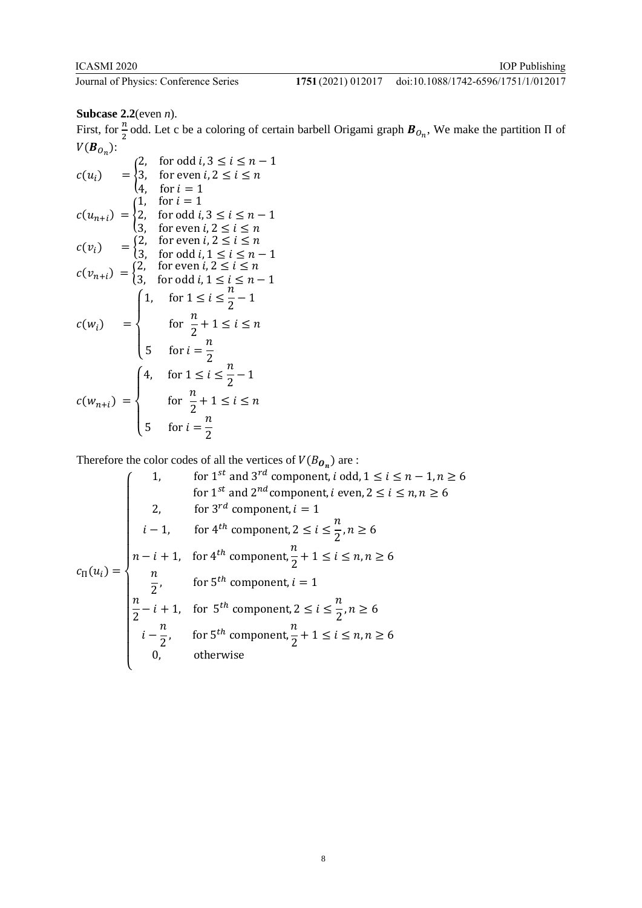**Subcase 2.2**(even *n*).

First, for $\frac{n}{2}$ odd. Let c be a coloring of certain barbell Origami graph $\boldsymbol{B}_{O_n}$, We make the partition Π of $V(\boldsymbol{B}_{O_n})$:

$$c(u_i) \quad = \begin{cases} 2, & \text{for odd } i, 3 \le i \le n-1 \\ 3, & \text{for even } i, 2 \le i \le n \\ 4, & \text{for } i = 1 \end{cases}$$

$$c(u_{n+i}) = \begin{cases} 1, & \text{for } i = 1 \\ 2, & \text{for odd } i, 3 \le i \le n-1 \\ 3, & \text{for even } i, 2 \le i \le n \end{cases}$$

$$c(v_i) \quad = \begin{cases} 2, & \text{for even } i, 2 \le i \le n \\ 3, & \text{for odd } i, 1 \le i \le n-1 \end{cases}$$

$$c(v_{n+i}) = \begin{cases} 2, & \text{for even } i, 2 \le i \le n \\ 3, & \text{for odd } i, 1 \le i \le n-1 \end{cases}$$

$$c(w_i) \quad = \begin{cases} 1, & \text{for } 1 \le i \le \frac{n}{2} - 1 \\ & \text{for } \frac{n}{2} + 1 \le i \le n \\ 5 & \text{for } i = \frac{n}{2} \end{cases}$$

$$c(w_{n+i}) = \begin{cases} 4, & \text{for } 1 \le i \le \frac{n}{2} - 1 \\ & \text{for } \frac{n}{2} + 1 \le i \le n \\ 5 & \text{for } i = \frac{n}{2} \end{cases}$$

Therefore the color codes of all the vertices of $V(B_{\boldsymbol{O_n}})$ are :

$$c_{\Pi}(u_i) = \begin{cases} 1, & \text{for } 1^{st} \text{ and } 3^{rd} \text{ component}, i \text{ odd}, 1 \le i \le n-1, n \ge 6 \\ & \text{for } 1^{st} \text{ and } 2^{nd} \text{ component}, i \text{ even}, 2 \le i \le n, n \ge 6 \\ 2, & \text{for } 3^{rd} \text{ component}, i = 1 \\ i-1, & \text{for } 4^{th} \text{ component}, 2 \le i \le \frac{n}{2}, n \ge 6 \\ n-i+1, & \text{for } 4^{th} \text{ component}, \frac{n}{2}+1 \le i \le n, n \ge 6 \\ \frac{n}{2}, & \text{for } 5^{th} \text{ component}, i = 1 \\ \frac{n}{2}-i+1, & \text{for } 5^{th} \text{ component}, 2 \le i \le \frac{n}{2}, n \ge 6 \\ i-\frac{n}{2}, & \text{for } 5^{th} \text{ component}, \frac{n}{2}+1 \le i \le n, n \ge 6 \\ 0, & \text{otherwise} \end{cases}$$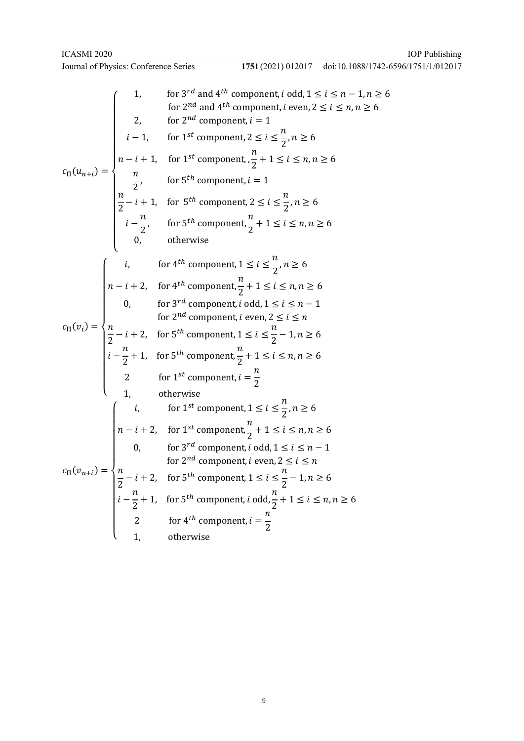$$
c_{\Pi}(u_{n+i}) = \begin{cases} 1, & \text{for } 3^{rd} \text{ and } 4^{th} \text{ component}, i \text{ odd}, 1 \le i \le n-1, n \ge 6 \\ & \text{for } 2^{nd} \text{ and } 4^{th} \text{ component}, i \text{ even}, 2 \le i \le n, n \ge 6 \\ 2, & \text{for } 2^{nd} \text{ component}, i = 1 \\ i-1, & \text{for } 1^{st} \text{ component}, 2 \le i \le \frac{n}{2}, n \ge 6 \\ n-i+1, & \text{for } 1^{st} \text{ component}, , \frac{n}{2}+1 \le i \le n, n \ge 6 \\ \frac{n}{2}, & \text{for } 5^{th} \text{ component}, i = 1 \\ \frac{n}{2}-i+1, & \text{for } 5^{th} \text{ component}, 2 \le i \le \frac{n}{2}, n \ge 6 \\ i-\frac{n}{2}, & \text{for } 5^{th} \text{ component}, \frac{n}{2}+1 \le i \le n, n \ge 6 \\ 0, & \text{otherwise} \end{cases}
$$

$$
c_{\Pi}(v_i) = \begin{cases} i, & \text{for } 4^{th} \text{ component}, 1 \le i \le \frac{n}{2}, n \ge 6 \\ n-i+2, & \text{for } 4^{th} \text{ component}, \frac{n}{2}+1 \le i \le n, n \ge 6 \\ 0, & \text{for } 3^{rd} \text{ component}, i \text{ odd}, 1 \le i \le n-1 \\ & \text{for } 2^{nd} \text{ component}, i \text{ even}, 2 \le i \le n \\ \frac{n}{2}-i+2, & \text{for } 5^{th} \text{ component}, 1 \le i \le \frac{n}{2}-1, n \ge 6 \\ i-\frac{n}{2}+1, & \text{for } 5^{th} \text{ component}, \frac{n}{2}+1 \le i \le n, n \ge 6 \\ 2 & \text{for } 1^{st} \text{ component}, i = \frac{n}{2} \\ 1, & \text{otherwise} \end{cases}
$$

$$
c_{\Pi}(v_{n+i}) = \begin{cases} i, & \text{for } 1^{st} \text{ component}, 1 \le i \le \frac{n}{2}, n \ge 6 \\ n-i+2, & \text{for } 1^{st} \text{ component}, \frac{n}{2}+1 \le i \le n, n \ge 6 \\ 0, & \text{for } 3^{rd} \text{ component}, i \text{ odd}, 1 \le i \le n-1 \\ & \text{for } 2^{nd} \text{ component}, i \text{ even}, 2 \le i \le n \\ \frac{n}{2}-i+2, & \text{for } 5^{th} \text{ component}, 1 \le i \le \frac{n}{2}-1, n \ge 6 \\ i-\frac{n}{2}+1, & \text{for } 5^{th} \text{ component}, i \text{ odd}, \frac{n}{2}+1 \le i \le n, n \ge 6 \\ 2 & \text{for } 4^{th} \text{ component}, i = \frac{n}{2} \\ 1, & \text{otherwise} \end{cases}
$$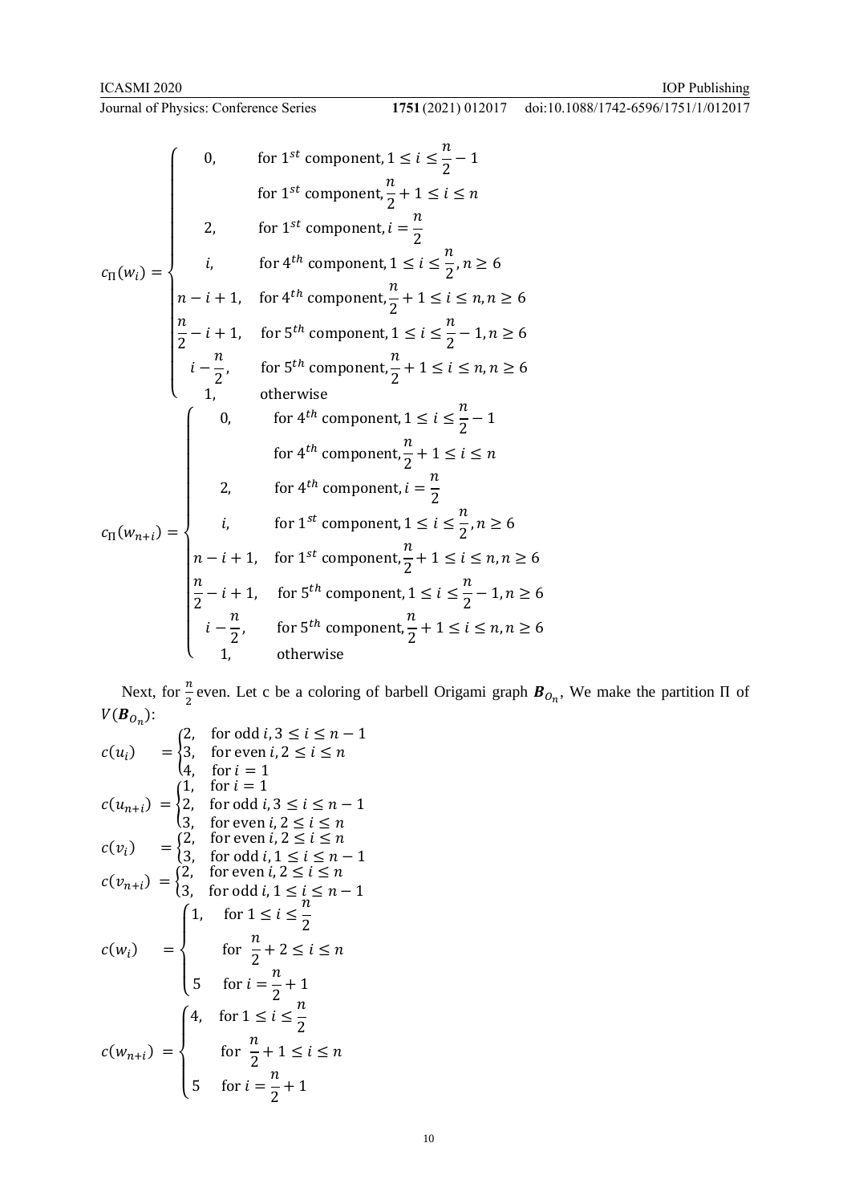$$
c_{\Pi}(w_i) = \begin{cases} 0, & \text{for } 1^{st} \text{ component}, 1 \le i \le \frac{n}{2} - 1 \\ & \text{for } 1^{st} \text{ component}, \frac{n}{2} + 1 \le i \le n \\ 2, & \text{for } 1^{st} \text{ component}, i = \frac{n}{2} \\ i, & \text{for } 4^{th} \text{ component}, 1 \le i \le \frac{n}{2}, n \ge 6 \\ n - i + 1, & \text{for } 4^{th} \text{ component}, \frac{n}{2} + 1 \le i \le n, n \ge 6 \\ \frac{n}{2} - i + 1, & \text{for } 5^{th} \text{ component}, 1 \le i \le \frac{n}{2} - 1, n \ge 6 \\ i - \frac{n}{2}, & \text{for } 5^{th} \text{ component}, \frac{n}{2} + 1 \le i \le n, n \ge 6 \\ 1, & \text{otherwise} \end{cases}
$$

$$
c_{\Pi}(w_{n+i}) = \begin{cases} 0, & \text{for } 4^{th} \text{ component}, 1 \le i \le \frac{n}{2} - 1 \\ & \text{for } 4^{th} \text{ component}, \frac{n}{2} + 1 \le i \le n \\ 2, & \text{for } 4^{th} \text{ component}, i = \frac{n}{2} \\ i, & \text{for } 1^{st} \text{ component}, 1 \le i \le \frac{n}{2}, n \ge 6 \\ n - i + 1, & \text{for } 1^{st} \text{ component}, \frac{n}{2} + 1 \le i \le n, n \ge 6 \\ \frac{n}{2} - i + 1, & \text{for } 5^{th} \text{ component}, 1 \le i \le \frac{n}{2} - 1, n \ge 6 \\ i - \frac{n}{2}, & \text{for } 5^{th} \text{ component}, \frac{n}{2} + 1 \le i \le n, n \ge 6 \\ 1, & \text{otherwise} \end{cases}
$$

Next, for $\frac{n}{2}$ even. Let c be a coloring of barbell Origami graph $\boldsymbol{B}_{O_n}$, We make the partition $\Pi$ of $V(\boldsymbol{B}_{O_n})$:

$$
c(u_i) = \begin{cases} 2, & \text{for odd } i, 3 \le i \le n - 1 \\ 3, & \text{for even } i, 2 \le i \le n \\ 4, & \text{for } i = 1 \end{cases}
$$

$$
c(u_{n+i}) = \begin{cases} 1, & \text{for } i = 1 \\ 2, & \text{for odd } i, 3 \le i \le n - 1 \\ 3, & \text{for even } i, 2 \le i \le n \end{cases}
$$

$$
c(v_i) = \begin{cases} 2, & \text{for even } i, 2 \le i \le n \\ 3, & \text{for odd } i, 1 \le i \le n - 1 \end{cases}
$$

$$
c(v_{n+i}) = \begin{cases} 2, & \text{for even } i, 2 \le i \le n \\ 3, & \text{for odd } i, 1 \le i \le n - 1 \end{cases}
$$

$$
c(w_i) = \begin{cases} 1, & \text{for } 1 \le i \le \frac{n}{2} \\ & \text{for } \frac{n}{2} + 2 \le i \le n \\ 5 & \text{for } i = \frac{n}{2} + 1 \end{cases}
$$

$$
c(w_{n+i}) = \begin{cases} 4, & \text{for } 1 \le i \le \frac{n}{2} \\ & \text{for } \frac{n}{2} + 1 \le i \le n \\ 5 & \text{for } i = \frac{n}{2} + 1 \end{cases}
$$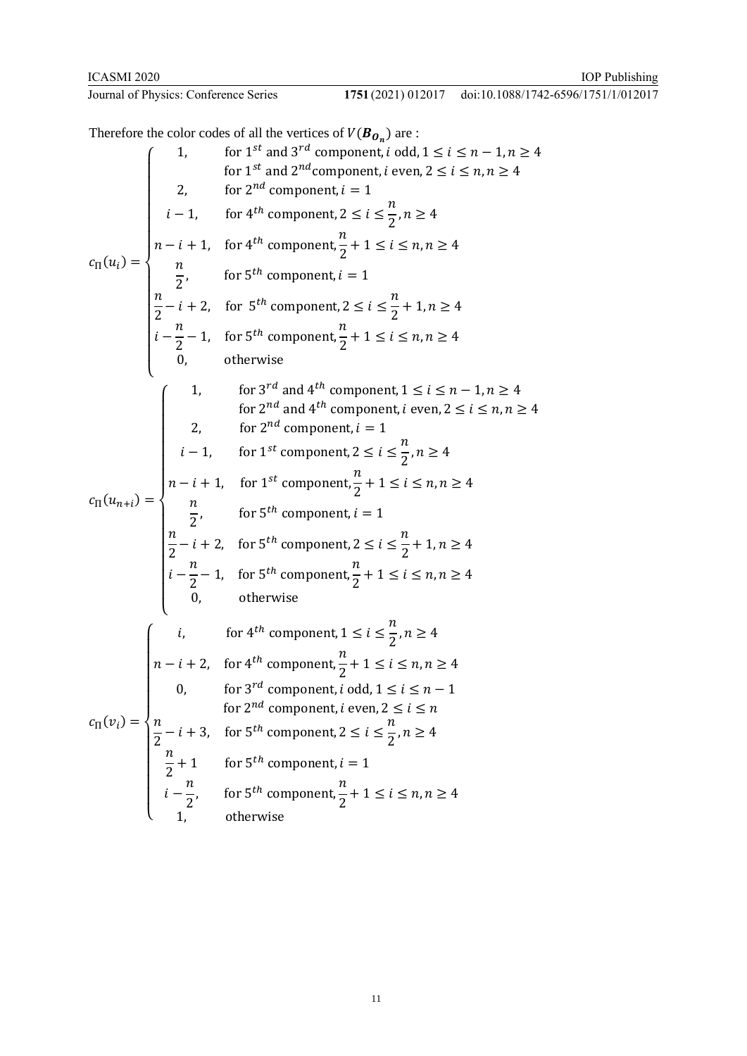Therefore the color codes of all the vertices of $V(\boldsymbol{B_{O_n}})$ are :

$$
c_{\Pi}(u_i) = \begin{cases}
1, & \text{for } 1^{st} \text{ and } 3^{rd} \text{ component}, i \text{ odd}, 1 \le i \le n-1, n \ge 4 \\
 & \text{for } 1^{st} \text{ and } 2^{nd} \text{component}, i \text{ even}, 2 \le i \le n, n \ge 4 \\
2, & \text{for } 2^{nd} \text{ component}, i = 1 \\
i-1, & \text{for } 4^{th} \text{ component}, 2 \le i \le \dfrac{n}{2}, n \ge 4 \\
n-i+1, & \text{for } 4^{th} \text{ component}, \dfrac{n}{2}+1 \le i \le n, n \ge 4 \\
\dfrac{n}{2}, & \text{for } 5^{th} \text{ component}, i = 1 \\
\dfrac{n}{2}-i+2, & \text{for } 5^{th} \text{ component}, 2 \le i \le \dfrac{n}{2}+1, n \ge 4 \\
i-\dfrac{n}{2}-1, & \text{for } 5^{th} \text{ component}, \dfrac{n}{2}+1 \le i \le n, n \ge 4 \\
0, & \text{otherwise}
\end{cases}
$$

$$
c_{\Pi}(u_{n+i}) = \begin{cases}
1, & \text{for } 3^{rd} \text{ and } 4^{th} \text{ component}, 1 \le i \le n-1, n \ge 4 \\
 & \text{for } 2^{nd} \text{ and } 4^{th} \text{ component}, i \text{ even}, 2 \le i \le n, n \ge 4 \\
2, & \text{for } 2^{nd} \text{ component}, i = 1 \\
i-1, & \text{for } 1^{st} \text{ component}, 2 \le i \le \dfrac{n}{2}, n \ge 4 \\
n-i+1, & \text{for } 1^{st} \text{ component}, \dfrac{n}{2}+1 \le i \le n, n \ge 4 \\
\dfrac{n}{2}, & \text{for } 5^{th} \text{ component}, i = 1 \\
\dfrac{n}{2}-i+2, & \text{for } 5^{th} \text{ component}, 2 \le i \le \dfrac{n}{2}+1, n \ge 4 \\
i-\dfrac{n}{2}-1, & \text{for } 5^{th} \text{ component}, \dfrac{n}{2}+1 \le i \le n, n \ge 4 \\
0, & \text{otherwise}
\end{cases}
$$

$$
c_{\Pi}(v_i) = \begin{cases}
i, & \text{for } 4^{th} \text{ component}, 1 \le i \le \dfrac{n}{2}, n \ge 4 \\
n-i+2, & \text{for } 4^{th} \text{ component}, \dfrac{n}{2}+1 \le i \le n, n \ge 4 \\
0, & \text{for } 3^{rd} \text{ component}, i \text{ odd}, 1 \le i \le n-1 \\
 & \text{for } 2^{nd} \text{ component}, i \text{ even}, 2 \le i \le n \\
\dfrac{n}{2}-i+3, & \text{for } 5^{th} \text{ component}, 2 \le i \le \dfrac{n}{2}, n \ge 4 \\
\dfrac{n}{2}+1 & \text{for } 5^{th} \text{ component}, i = 1 \\
i-\dfrac{n}{2}, & \text{for } 5^{th} \text{ component}, \dfrac{n}{2}+1 \le i \le n, n \ge 4 \\
1, & \text{otherwise}
\end{cases}
$$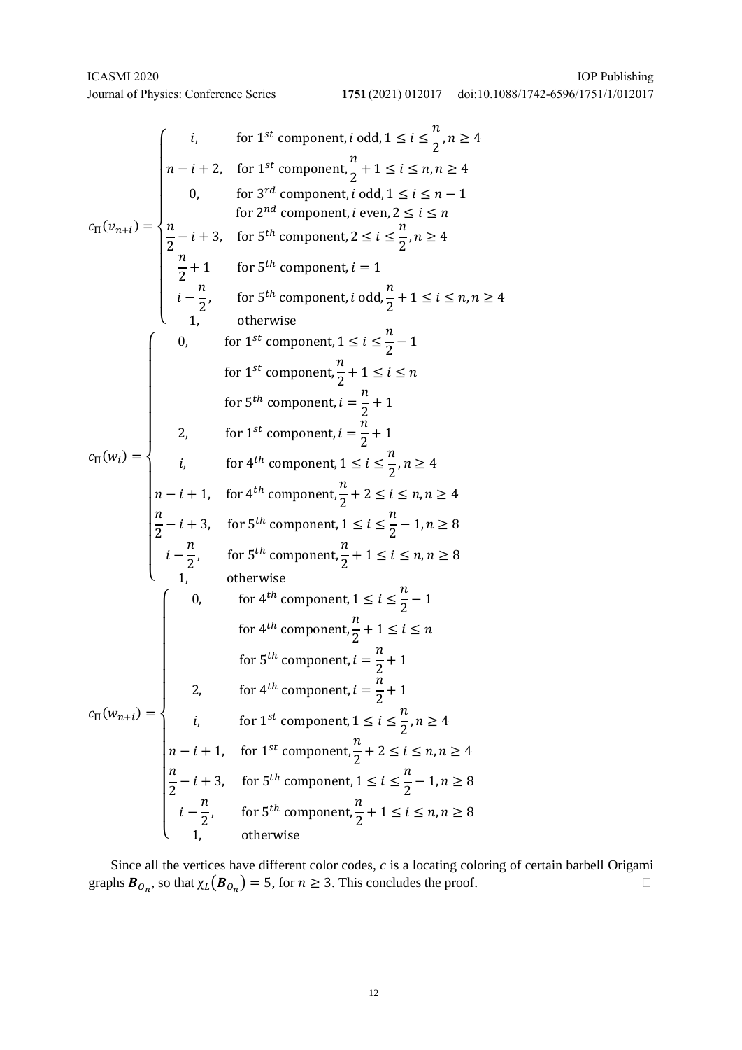$$c_{\Pi}(v_{n+i}) = \begin{cases} i, & \text{for } 1^{st} \text{ component}, i \text{ odd}, 1 \leq i \leq \frac{n}{2}, n \geq 4 \\ n-i+2, & \text{for } 1^{st} \text{ component}, \frac{n}{2}+1 \leq i \leq n, n \geq 4 \\ 0, & \text{for } 3^{rd} \text{ component}, i \text{ odd}, 1 \leq i \leq n-1 \\ & \text{for } 2^{nd} \text{ component}, i \text{ even}, 2 \leq i \leq n \\ \frac{n}{2}-i+3, & \text{for } 5^{th} \text{ component}, 2 \leq i \leq \frac{n}{2}, n \geq 4 \\ \frac{n}{2}+1 & \text{for } 5^{th} \text{ component}, i = 1 \\ i-\frac{n}{2}, & \text{for } 5^{th} \text{ component}, i \text{ odd}, \frac{n}{2}+1 \leq i \leq n, n \geq 4 \\ 1, & \text{otherwise} \end{cases}$$

$$c_{\Pi}(w_i) = \begin{cases} 0, & \text{for } 1^{st} \text{ component}, 1 \leq i \leq \frac{n}{2}-1 \\ & \text{for } 1^{st} \text{ component}, \frac{n}{2}+1 \leq i \leq n \\ & \text{for } 5^{th} \text{ component}, i = \frac{n}{2}+1 \\ 2, & \text{for } 1^{st} \text{ component}, i = \frac{n}{2}+1 \\ i, & \text{for } 4^{th} \text{ component}, 1 \leq i \leq \frac{n}{2}, n \geq 4 \\ n-i+1, & \text{for } 4^{th} \text{ component}, \frac{n}{2}+2 \leq i \leq n, n \geq 4 \\ \frac{n}{2}-i+3, & \text{for } 5^{th} \text{ component}, 1 \leq i \leq \frac{n}{2}-1, n \geq 8 \\ i-\frac{n}{2}, & \text{for } 5^{th} \text{ component}, \frac{n}{2}+1 \leq i \leq n, n \geq 8 \\ 1, & \text{otherwise} \end{cases}$$

$$c_{\Pi}(w_{n+i}) = \begin{cases} 0, & \text{for } 4^{th} \text{ component}, 1 \leq i \leq \frac{n}{2}-1 \\ & \text{for } 4^{th} \text{ component}, \frac{n}{2}+1 \leq i \leq n \\ & \text{for } 5^{th} \text{ component}, i = \frac{n}{2}+1 \\ 2, & \text{for } 4^{th} \text{ component}, i = \frac{n}{2}+1 \\ i, & \text{for } 1^{st} \text{ component}, 1 \leq i \leq \frac{n}{2}, n \geq 4 \\ n-i+1, & \text{for } 1^{st} \text{ component}, \frac{n}{2}+2 \leq i \leq n, n \geq 4 \\ \frac{n}{2}-i+3, & \text{for } 5^{th} \text{ component}, 1 \leq i \leq \frac{n}{2}-1, n \geq 8 \\ i-\frac{n}{2}, & \text{for } 5^{th} \text{ component}, \frac{n}{2}+1 \leq i \leq n, n \geq 8 \\ 1, & \text{otherwise} \end{cases}$$

Since all the vertices have different color codes, *c* is a locating coloring of certain barbell Origami graphs $\boldsymbol{B}_{O_n}$, so that $\chi_L(\boldsymbol{B}_{O_n}) = 5$, for $n \geq 3$. This concludes the proof. □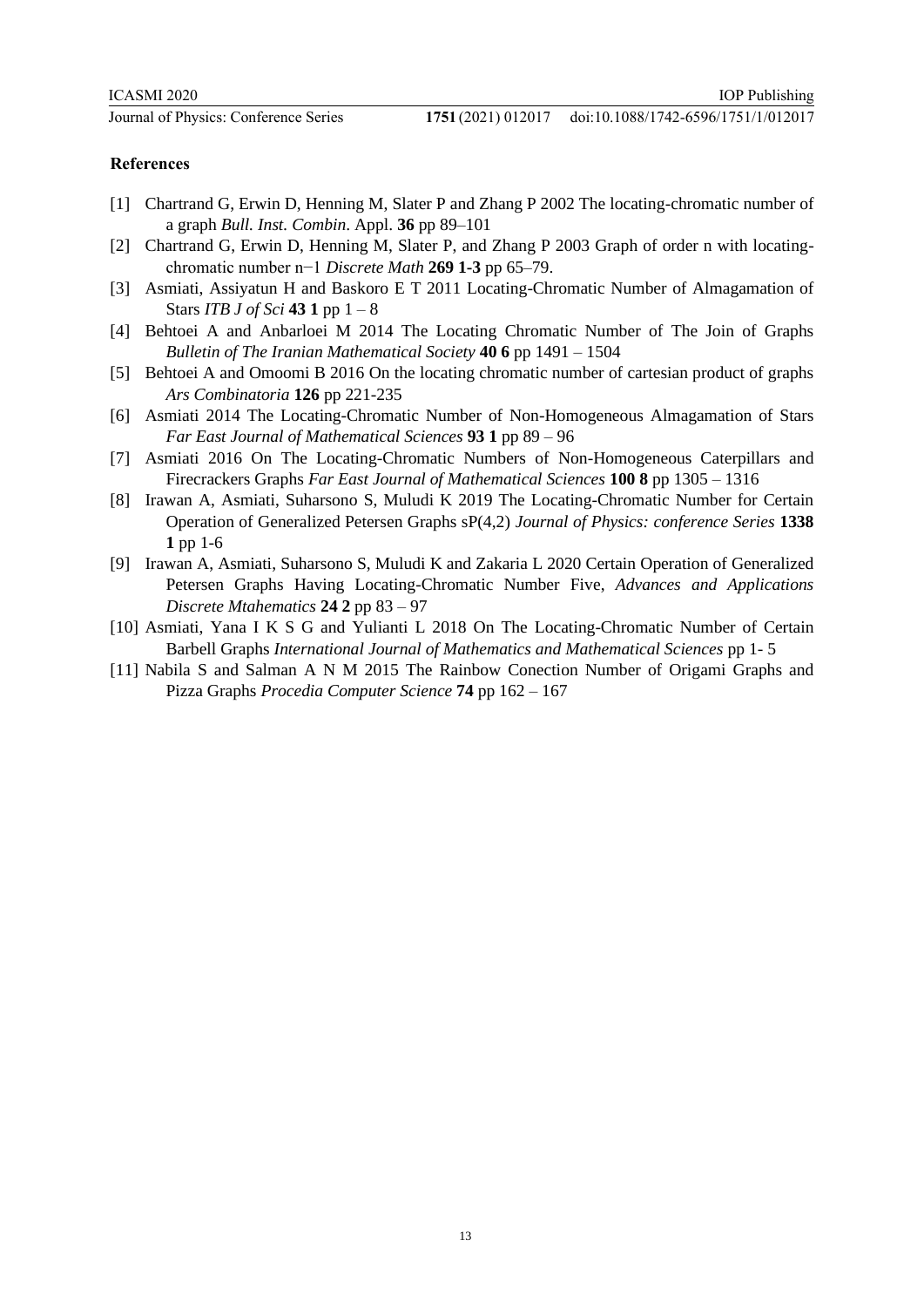**References**

[1] Chartrand G, Erwin D, Henning M, Slater P and Zhang P 2002 The locating-chromatic number of a graph *Bull. Inst. Combin*. Appl. **36** pp 89–101

[2] Chartrand G, Erwin D, Henning M, Slater P, and Zhang P 2003 Graph of order n with locating-chromatic number n−1 *Discrete Math* **269 1-3** pp 65–79.

[3] Asmiati, Assiyatun H and Baskoro E T 2011 Locating-Chromatic Number of Almagamation of Stars *ITB J of Sci* **43 1** pp 1 – 8

[4] Behtoei A and Anbarloei M 2014 The Locating Chromatic Number of The Join of Graphs *Bulletin of The Iranian Mathematical Society* **40 6** pp 1491 – 1504

[5] Behtoei A and Omoomi B 2016 On the locating chromatic number of cartesian product of graphs *Ars Combinatoria* **126** pp 221-235

[6] Asmiati 2014 The Locating-Chromatic Number of Non-Homogeneous Almagamation of Stars *Far East Journal of Mathematical Sciences* **93 1** pp 89 – 96

[7] Asmiati 2016 On The Locating-Chromatic Numbers of Non-Homogeneous Caterpillars and Firecrackers Graphs *Far East Journal of Mathematical Sciences* **100 8** pp 1305 – 1316

[8] Irawan A, Asmiati, Suharsono S, Muludi K 2019 The Locating-Chromatic Number for Certain Operation of Generalized Petersen Graphs sP(4,2) *Journal of Physics: conference Series* **1338 1** pp 1-6

[9] Irawan A, Asmiati, Suharsono S, Muludi K and Zakaria L 2020 Certain Operation of Generalized Petersen Graphs Having Locating-Chromatic Number Five, *Advances and Applications Discrete Mtahematics* **24 2** pp 83 – 97

[10] Asmiati, Yana I K S G and Yulianti L 2018 On The Locating-Chromatic Number of Certain Barbell Graphs *International Journal of Mathematics and Mathematical Sciences* pp 1- 5

[11] Nabila S and Salman A N M 2015 The Rainbow Conection Number of Origami Graphs and Pizza Graphs *Procedia Computer Science* **74** pp 162 – 167